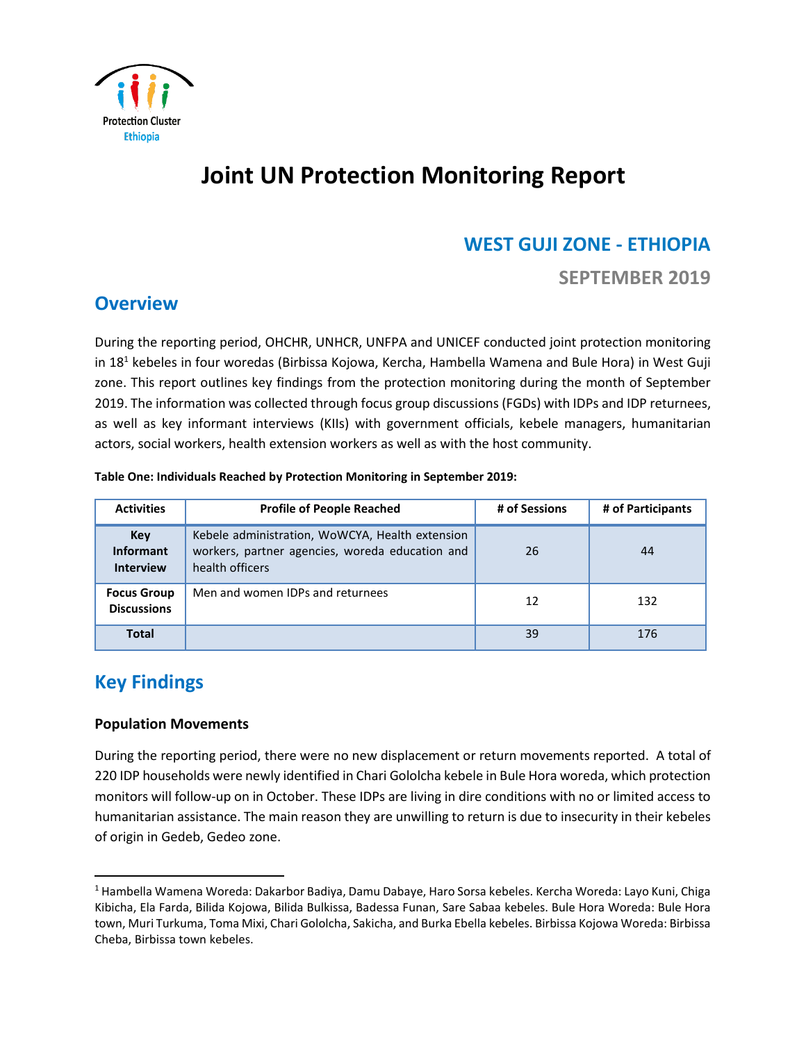Protection Cluster
Ethiopia

# Joint UN Protection Monitoring Report

## WEST GUJI ZONE - ETHIOPIA

### SEPTEMBER 2019

## Overview

During the reporting period, OHCHR, UNHCR, UNFPA and UNICEF conducted joint protection monitoring in 18[1] kebeles in four woredas (Birbissa Kojowa, Kercha, Hambella Wamena and Bule Hora) in West Guji zone. This report outlines key findings from the protection monitoring during the month of September 2019. The information was collected through focus group discussions (FGDs) with IDPs and IDP returnees, as well as key informant interviews (KIIs) with government officials, kebele managers, humanitarian actors, social workers, health extension workers as well as with the host community.

**Table One: Individuals Reached by Protection Monitoring in September 2019:**

| Activities | Profile of People Reached | # of Sessions | # of Participants |
|---|---|---|---|
| **Key Informant Interview** | Kebele administration, WoWCYA, Health extension workers, partner agencies, woreda education and health officers | 26 | 44 |
| **Focus Group Discussions** | Men and women IDPs and returnees | 12 | 132 |
| **Total** | | 39 | 176 |

## Key Findings

### Population Movements

During the reporting period, there were no new displacement or return movements reported. A total of 220 IDP households were newly identified in Chari Gololcha kebele in Bule Hora woreda, which protection monitors will follow-up on in October. These IDPs are living in dire conditions with no or limited access to humanitarian assistance. The main reason they are unwilling to return is due to insecurity in their kebeles of origin in Gedeb, Gedeo zone.

[1] Hambella Wamena Woreda: Dakarbor Badiya, Damu Dabaye, Haro Sorsa kebeles. Kercha Woreda: Layo Kuni, Chiga Kibicha, Ela Farda, Bilida Kojowa, Bilida Bulkissa, Badessa Funan, Sare Sabaa kebeles. Bule Hora Woreda: Bule Hora town, Muri Turkuma, Toma Mixi, Chari Gololcha, Sakicha, and Burka Ebella kebeles. Birbissa Kojowa Woreda: Birbissa Cheba, Birbissa town kebeles.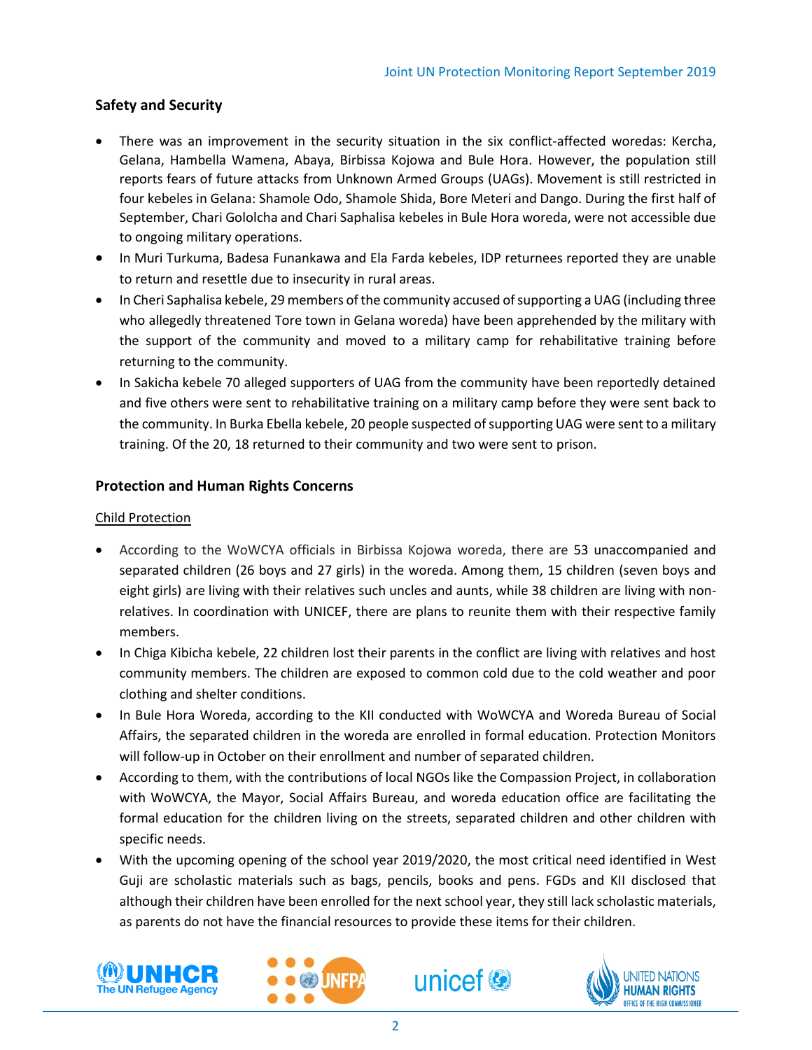## Safety and Security

- There was an improvement in the security situation in the six conflict-affected woredas: Kercha, Gelana, Hambella Wamena, Abaya, Birbissa Kojowa and Bule Hora. However, the population still reports fears of future attacks from Unknown Armed Groups (UAGs). Movement is still restricted in four kebeles in Gelana: Shamole Odo, Shamole Shida, Bore Meteri and Dango. During the first half of September, Chari Gololcha and Chari Saphalisa kebeles in Bule Hora woreda, were not accessible due to ongoing military operations.
- In Muri Turkuma, Badesa Funankawa and Ela Farda kebeles, IDP returnees reported they are unable to return and resettle due to insecurity in rural areas.
- In Cheri Saphalisa kebele, 29 members of the community accused of supporting a UAG (including three who allegedly threatened Tore town in Gelana woreda) have been apprehended by the military with the support of the community and moved to a military camp for rehabilitative training before returning to the community.
- In Sakicha kebele 70 alleged supporters of UAG from the community have been reportedly detained and five others were sent to rehabilitative training on a military camp before they were sent back to the community. In Burka Ebella kebele, 20 people suspected of supporting UAG were sent to a military training. Of the 20, 18 returned to their community and two were sent to prison.

## Protection and Human Rights Concerns

### Child Protection

- According to the WoWCYA officials in Birbissa Kojowa woreda, there are 53 unaccompanied and separated children (26 boys and 27 girls) in the woreda. Among them, 15 children (seven boys and eight girls) are living with their relatives such uncles and aunts, while 38 children are living with non-relatives. In coordination with UNICEF, there are plans to reunite them with their respective family members.
- In Chiga Kibicha kebele, 22 children lost their parents in the conflict are living with relatives and host community members. The children are exposed to common cold due to the cold weather and poor clothing and shelter conditions.
- In Bule Hora Woreda, according to the KII conducted with WoWCYA and Woreda Bureau of Social Affairs, the separated children in the woreda are enrolled in formal education. Protection Monitors will follow-up in October on their enrollment and number of separated children.
- According to them, with the contributions of local NGOs like the Compassion Project, in collaboration with WoWCYA, the Mayor, Social Affairs Bureau, and woreda education office are facilitating the formal education for the children living on the streets, separated children and other children with specific needs.
- With the upcoming opening of the school year 2019/2020, the most critical need identified in West Guji are scholastic materials such as bags, pencils, books and pens. FGDs and KII disclosed that although their children have been enrolled for the next school year, they still lack scholastic materials, as parents do not have the financial resources to provide these items for their children.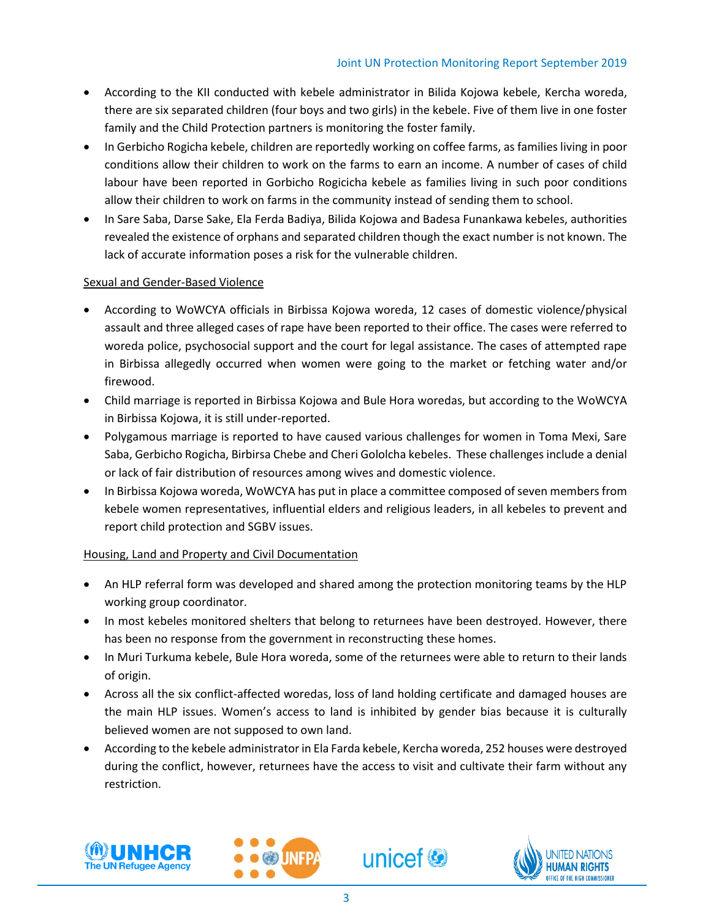- According to the KII conducted with kebele administrator in Bilida Kojowa kebele, Kercha woreda, there are six separated children (four boys and two girls) in the kebele. Five of them live in one foster family and the Child Protection partners is monitoring the foster family.
- In Gerbicho Rogicha kebele, children are reportedly working on coffee farms, as families living in poor conditions allow their children to work on the farms to earn an income. A number of cases of child labour have been reported in Gorbicho Rogicicha kebele as families living in such poor conditions allow their children to work on farms in the community instead of sending them to school.
- In Sare Saba, Darse Sake, Ela Ferda Badiya, Bilida Kojowa and Badesa Funankawa kebeles, authorities revealed the existence of orphans and separated children though the exact number is not known. The lack of accurate information poses a risk for the vulnerable children.

Sexual and Gender-Based Violence

- According to WoWCYA officials in Birbissa Kojowa woreda, 12 cases of domestic violence/physical assault and three alleged cases of rape have been reported to their office. The cases were referred to woreda police, psychosocial support and the court for legal assistance. The cases of attempted rape in Birbissa allegedly occurred when women were going to the market or fetching water and/or firewood.
- Child marriage is reported in Birbissa Kojowa and Bule Hora woredas, but according to the WoWCYA in Birbissa Kojowa, it is still under-reported.
- Polygamous marriage is reported to have caused various challenges for women in Toma Mexi, Sare Saba, Gerbicho Rogicha, Birbirsa Chebe and Cheri Gololcha kebeles. These challenges include a denial or lack of fair distribution of resources among wives and domestic violence.
- In Birbissa Kojowa woreda, WoWCYA has put in place a committee composed of seven members from kebele women representatives, influential elders and religious leaders, in all kebeles to prevent and report child protection and SGBV issues.

Housing, Land and Property and Civil Documentation

- An HLP referral form was developed and shared among the protection monitoring teams by the HLP working group coordinator.
- In most kebeles monitored shelters that belong to returnees have been destroyed. However, there has been no response from the government in reconstructing these homes.
- In Muri Turkuma kebele, Bule Hora woreda, some of the returnees were able to return to their lands of origin.
- Across all the six conflict-affected woredas, loss of land holding certificate and damaged houses are the main HLP issues. Women's access to land is inhibited by gender bias because it is culturally believed women are not supposed to own land.
- According to the kebele administrator in Ela Farda kebele, Kercha woreda, 252 houses were destroyed during the conflict, however, returnees have the access to visit and cultivate their farm without any restriction.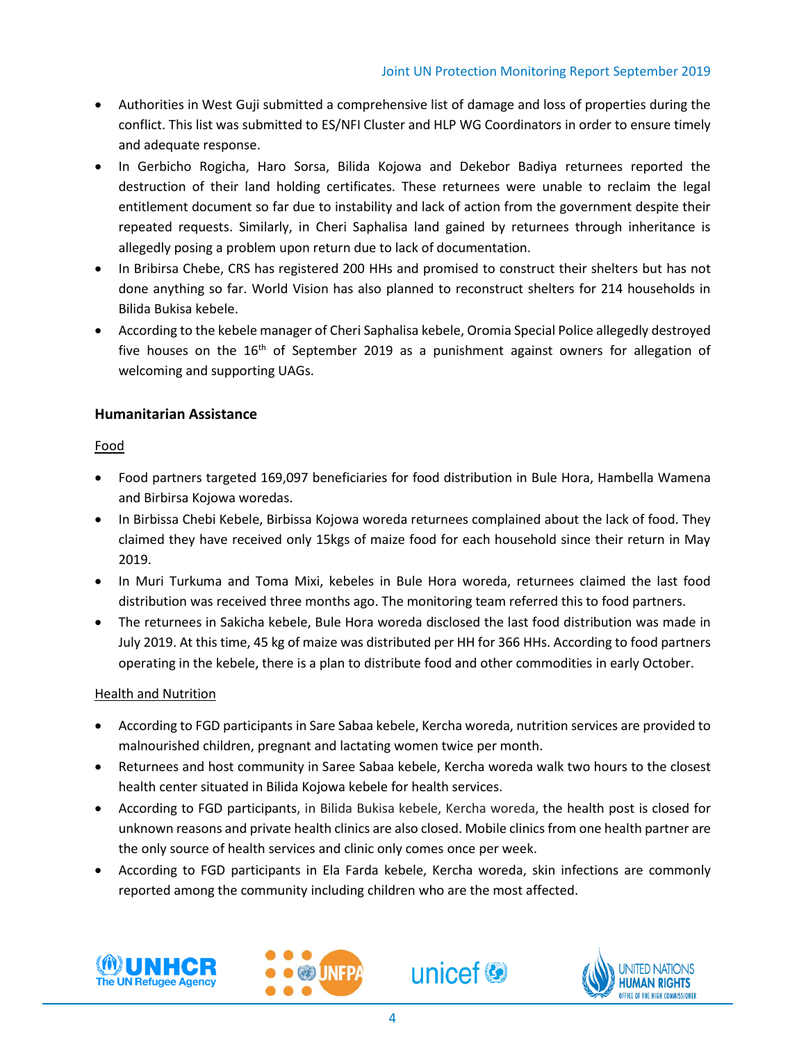- Authorities in West Guji submitted a comprehensive list of damage and loss of properties during the conflict. This list was submitted to ES/NFI Cluster and HLP WG Coordinators in order to ensure timely and adequate response.
- In Gerbicho Rogicha, Haro Sorsa, Bilida Kojowa and Dekebor Badiya returnees reported the destruction of their land holding certificates. These returnees were unable to reclaim the legal entitlement document so far due to instability and lack of action from the government despite their repeated requests. Similarly, in Cheri Saphalisa land gained by returnees through inheritance is allegedly posing a problem upon return due to lack of documentation.
- In Bribirsa Chebe, CRS has registered 200 HHs and promised to construct their shelters but has not done anything so far. World Vision has also planned to reconstruct shelters for 214 households in Bilida Bukisa kebele.
- According to the kebele manager of Cheri Saphalisa kebele, Oromia Special Police allegedly destroyed five houses on the 16th of September 2019 as a punishment against owners for allegation of welcoming and supporting UAGs.

### Humanitarian Assistance

Food

- Food partners targeted 169,097 beneficiaries for food distribution in Bule Hora, Hambella Wamena and Birbirsa Kojowa woredas.
- In Birbissa Chebi Kebele, Birbissa Kojowa woreda returnees complained about the lack of food. They claimed they have received only 15kgs of maize food for each household since their return in May 2019.
- In Muri Turkuma and Toma Mixi, kebeles in Bule Hora woreda, returnees claimed the last food distribution was received three months ago. The monitoring team referred this to food partners.
- The returnees in Sakicha kebele, Bule Hora woreda disclosed the last food distribution was made in July 2019. At this time, 45 kg of maize was distributed per HH for 366 HHs. According to food partners operating in the kebele, there is a plan to distribute food and other commodities in early October.

Health and Nutrition

- According to FGD participants in Sare Sabaa kebele, Kercha woreda, nutrition services are provided to malnourished children, pregnant and lactating women twice per month.
- Returnees and host community in Saree Sabaa kebele, Kercha woreda walk two hours to the closest health center situated in Bilida Kojowa kebele for health services.
- According to FGD participants, in Bilida Bukisa kebele, Kercha woreda, the health post is closed for unknown reasons and private health clinics are also closed. Mobile clinics from one health partner are the only source of health services and clinic only comes once per week.
- According to FGD participants in Ela Farda kebele, Kercha woreda, skin infections are commonly reported among the community including children who are the most affected.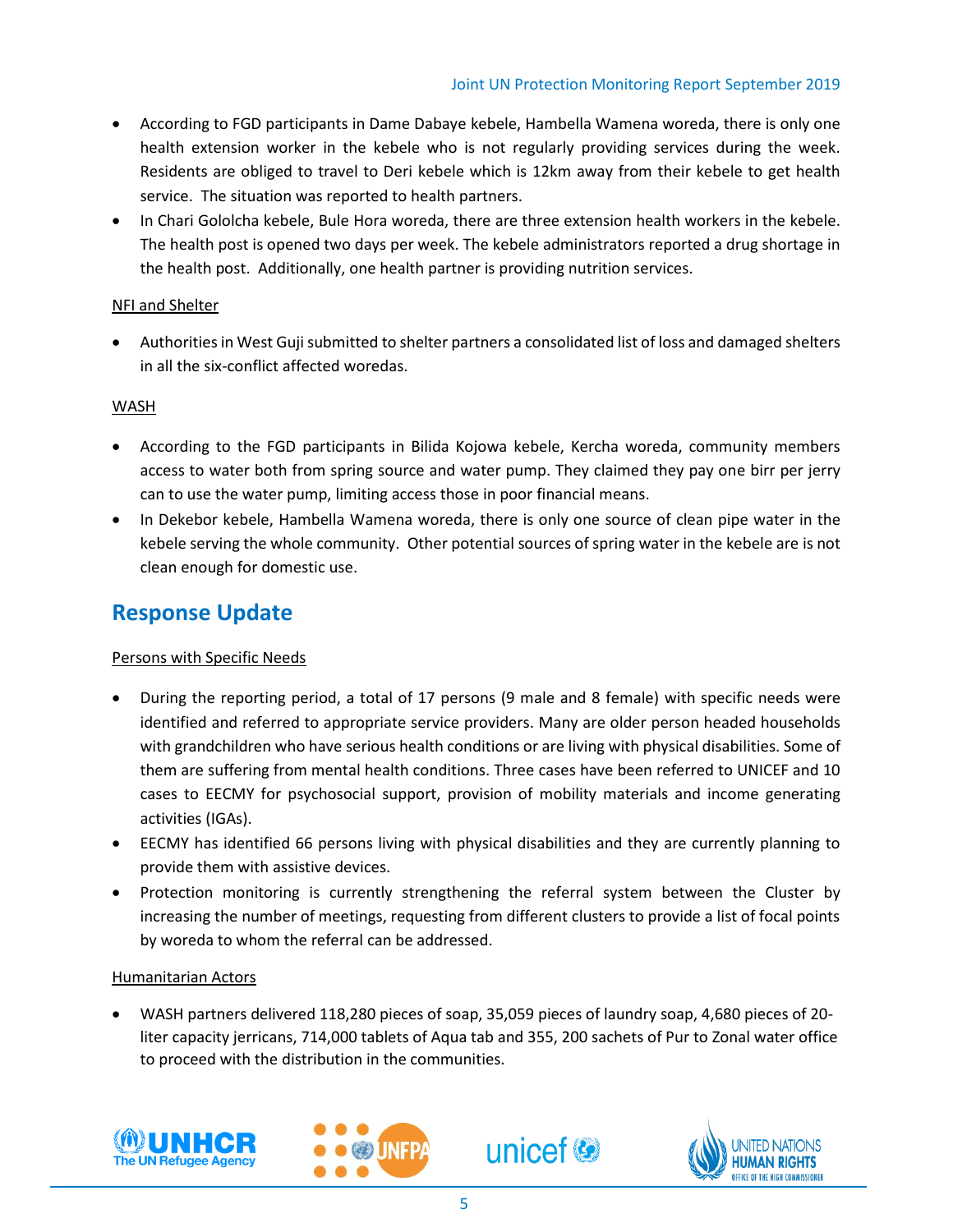- According to FGD participants in Dame Dabaye kebele, Hambella Wamena woreda, there is only one health extension worker in the kebele who is not regularly providing services during the week. Residents are obliged to travel to Deri kebele which is 12km away from their kebele to get health service. The situation was reported to health partners.
- In Chari Gololcha kebele, Bule Hora woreda, there are three extension health workers in the kebele. The health post is opened two days per week. The kebele administrators reported a drug shortage in the health post. Additionally, one health partner is providing nutrition services.

NFI and Shelter

- Authorities in West Guji submitted to shelter partners a consolidated list of loss and damaged shelters in all the six-conflict affected woredas.

WASH

- According to the FGD participants in Bilida Kojowa kebele, Kercha woreda, community members access to water both from spring source and water pump. They claimed they pay one birr per jerry can to use the water pump, limiting access those in poor financial means.
- In Dekebor kebele, Hambella Wamena woreda, there is only one source of clean pipe water in the kebele serving the whole community. Other potential sources of spring water in the kebele are is not clean enough for domestic use.

## Response Update

Persons with Specific Needs

- During the reporting period, a total of 17 persons (9 male and 8 female) with specific needs were identified and referred to appropriate service providers. Many are older person headed households with grandchildren who have serious health conditions or are living with physical disabilities. Some of them are suffering from mental health conditions. Three cases have been referred to UNICEF and 10 cases to EECMY for psychosocial support, provision of mobility materials and income generating activities (IGAs).
- EECMY has identified 66 persons living with physical disabilities and they are currently planning to provide them with assistive devices.
- Protection monitoring is currently strengthening the referral system between the Cluster by increasing the number of meetings, requesting from different clusters to provide a list of focal points by woreda to whom the referral can be addressed.

Humanitarian Actors

- WASH partners delivered 118,280 pieces of soap, 35,059 pieces of laundry soap, 4,680 pieces of 20-liter capacity jerricans, 714,000 tablets of Aqua tab and 355, 200 sachets of Pur to Zonal water office to proceed with the distribution in the communities.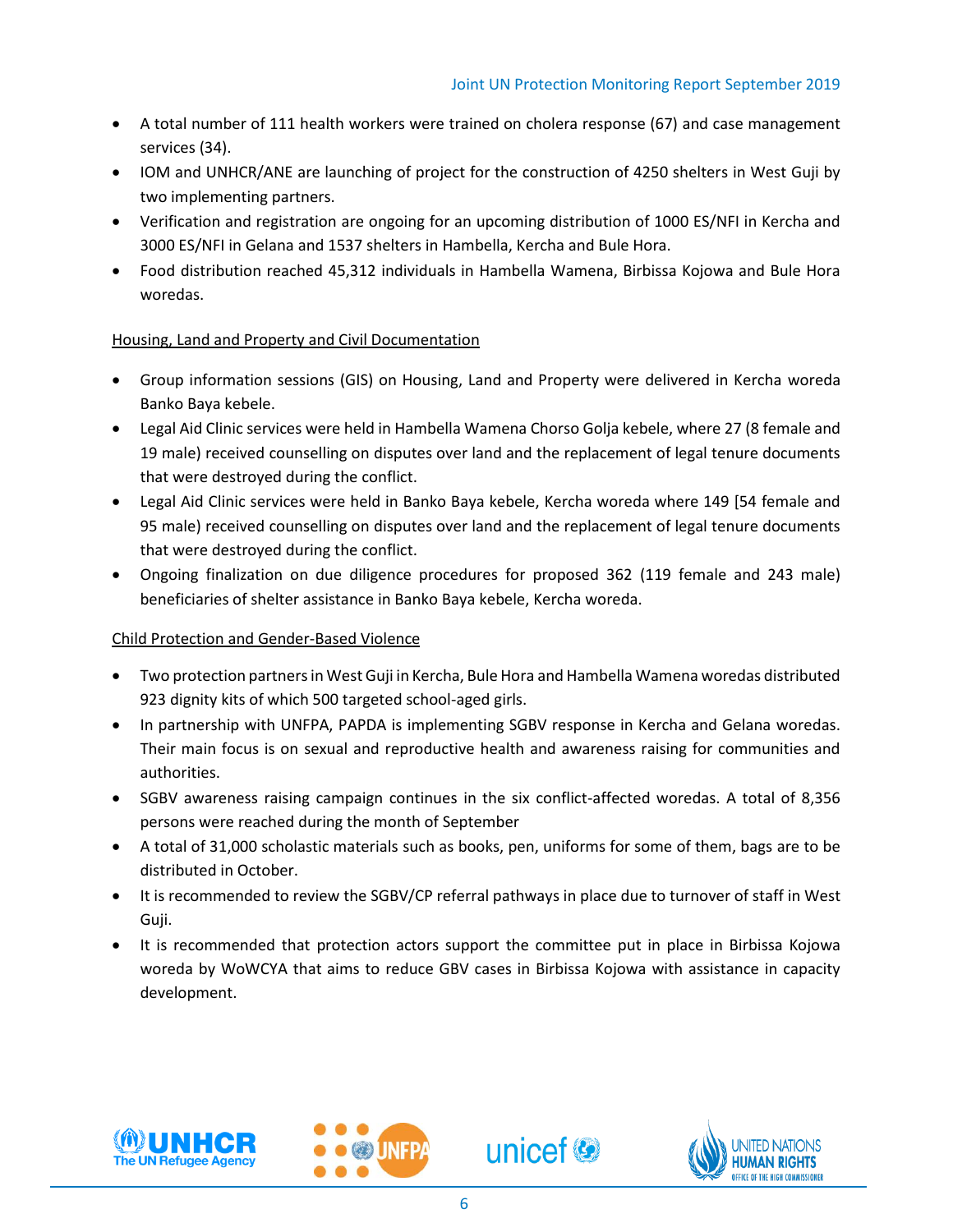- A total number of 111 health workers were trained on cholera response (67) and case management services (34).
- IOM and UNHCR/ANE are launching of project for the construction of 4250 shelters in West Guji by two implementing partners.
- Verification and registration are ongoing for an upcoming distribution of 1000 ES/NFI in Kercha and 3000 ES/NFI in Gelana and 1537 shelters in Hambella, Kercha and Bule Hora.
- Food distribution reached 45,312 individuals in Hambella Wamena, Birbissa Kojowa and Bule Hora woredas.

<u>Housing, Land and Property and Civil Documentation</u>

- Group information sessions (GIS) on Housing, Land and Property were delivered in Kercha woreda Banko Baya kebele.
- Legal Aid Clinic services were held in Hambella Wamena Chorso Golja kebele, where 27 (8 female and 19 male) received counselling on disputes over land and the replacement of legal tenure documents that were destroyed during the conflict.
- Legal Aid Clinic services were held in Banko Baya kebele, Kercha woreda where 149 [54 female and 95 male) received counselling on disputes over land and the replacement of legal tenure documents that were destroyed during the conflict.
- Ongoing finalization on due diligence procedures for proposed 362 (119 female and 243 male) beneficiaries of shelter assistance in Banko Baya kebele, Kercha woreda.

<u>Child Protection and Gender-Based Violence</u>

- Two protection partners in West Guji in Kercha, Bule Hora and Hambella Wamena woredas distributed 923 dignity kits of which 500 targeted school-aged girls.
- In partnership with UNFPA, PAPDA is implementing SGBV response in Kercha and Gelana woredas. Their main focus is on sexual and reproductive health and awareness raising for communities and authorities.
- SGBV awareness raising campaign continues in the six conflict-affected woredas. A total of 8,356 persons were reached during the month of September
- A total of 31,000 scholastic materials such as books, pen, uniforms for some of them, bags are to be distributed in October.
- It is recommended to review the SGBV/CP referral pathways in place due to turnover of staff in West Guji.
- It is recommended that protection actors support the committee put in place in Birbissa Kojowa woreda by WoWCYA that aims to reduce GBV cases in Birbissa Kojowa with assistance in capacity development.